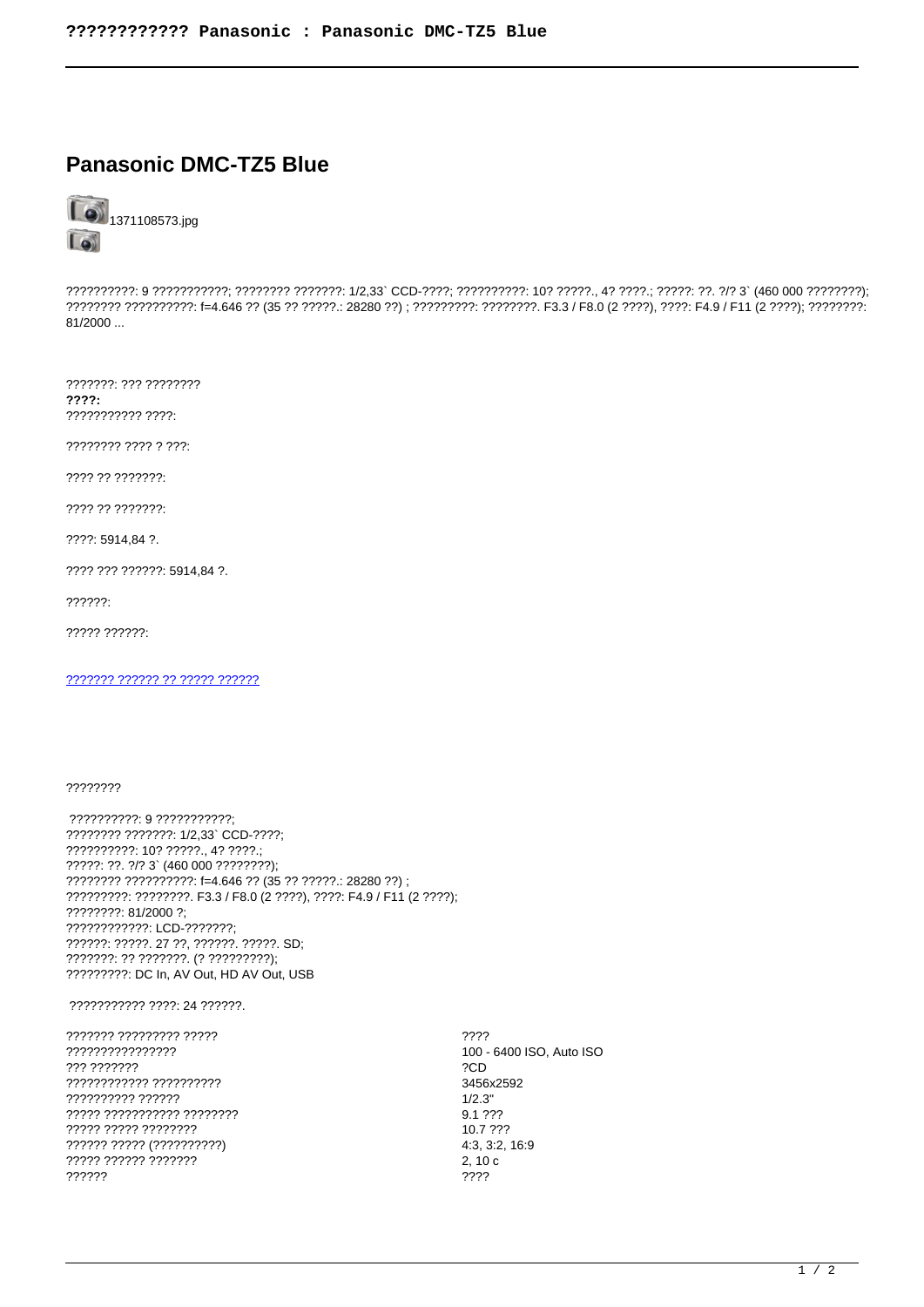# Panasonic DMC-TZ5 Blue

1371108573.jpg

??????????: 9 ???????????; ???????? ???????: 1/2,33` CCD-????; ??????????: 10? ?????., 4? ????.; ?????: ??. ?/? 3` (460 000 ????????); ???????? ??????????: f=4.646 ?? (35 ?? ?????.: 28280 ??) ; ?????????: ????????. F3.3 / F8.0 (2 ????), ????: F4.9 / F11 (2 ????); ????????: 81/2000 ...

???????: ??? ????????

**????:**

??????????? ????:

???????? ???? ? ???:

???? ?? ???????:

???? ?? ???????:

????: 5914,84 ?.

???? ??? ??????: 5914,84 ?.

??????:

????? ??????:

[??????? ?????? ?? ????? ??????]

????????

??????????: 9 ???????????;
???????? ???????: 1/2,33` CCD-????;
??????????: 10? ?????., 4? ????.;
?????: ??. ?/? 3` (460 000 ????????);
???????? ??????????: f=4.646 ?? (35 ?? ?????.: 28280 ??) ;
?????????: ????????. F3.3 / F8.0 (2 ????), ????: F4.9 / F11 (2 ????);
????????: 81/2000 ?;
????????????: LCD-???????;
??????: ?????. 27 ??, ??????. ?????. SD;
???????: ?? ???????. (? ?????????);
?????????: DC In, AV Out, HD AV Out, USB

??????????? ????: 24 ??????.

| | |
|---|---|
| ??????? ????????? ????? | ???? |
| ???????????????? | 100 - 6400 ISO, Auto ISO |
| ??? ??????? | ?CD |
| ???????????? ?????????? | 3456x2592 |
| ?????????? ?????? | 1/2.3" |
| ????? ?????????? ???????? | 9.1 ??? |
| ????? ????? ???????? | 10.7 ??? |
| ?????? ????? (??????????) | 4:3, 3:2, 16:9 |
| ????? ?????? ??????? | 2, 10 c |
| ?????? | ???? |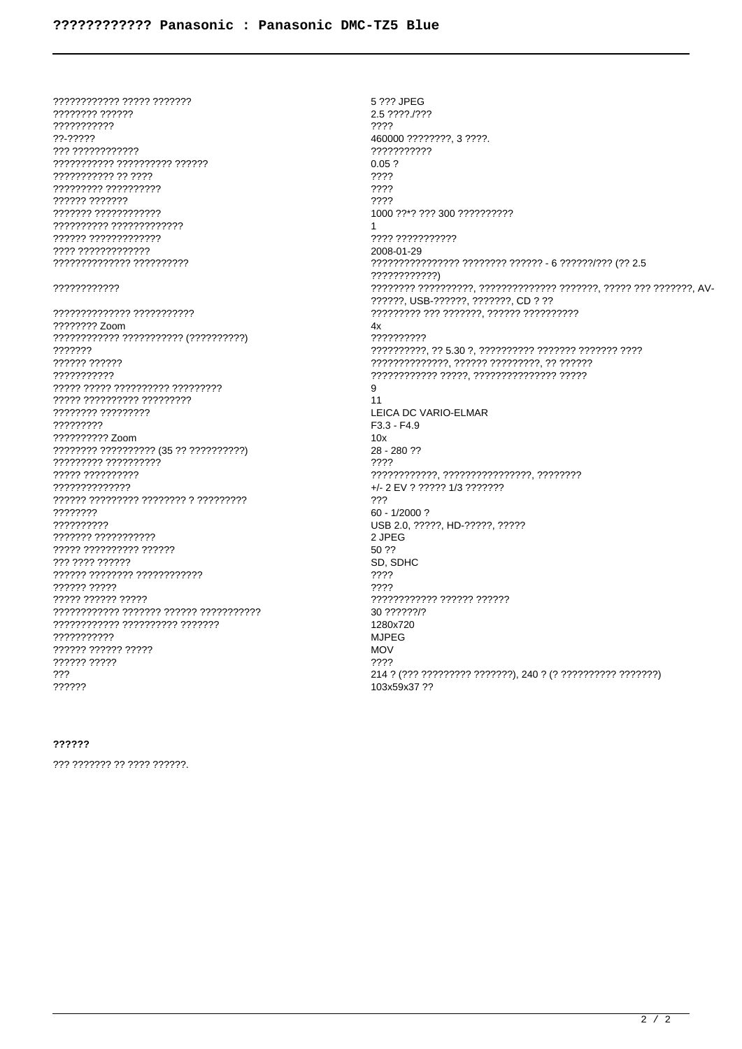| | |
|---|---|
| ???????????? ????? ??????? | 5 ??? JPEG |
| ???????? ?????? | 2.5 ????./??? |
| ??????????? | ???? |
| ??-????? | 460000 ????????, 3 ????. |
| ??? ???????????? | ??????????? |
| ??????????? ?????????? ?????? | 0.05 ? |
| ??????????? ?? ???? | ???? |
| ????????? ?????????? | ???? |
| ?????? ??????? | ???? |
| ??????? ???????????? | 1000 ??*? ??? 300 ?????????? |
| ?????????? ????????????? | 1 |
| ?????? ????????????? | ???? ??????????? |
| ???? ????????????? | 2008-01-29 |
| ?????????????? ?????????? | ???????????????? ???????? ?????? - 6 ??????/??? (?? 2.5 ????????????) |
| ???????????? | ???????? ??????????, ?????????????? ???????, ????? ??? ???????, AV-??????, USB-??????, ???????, CD ? ?? |
| ?????????????? ??????????? | ????????? ??? ???????, ?????? ?????????? |
| ???????? Zoom | 4x |
| ???????????? ??????????? (??????????) | ?????????? |
| ??????? | ??????????, ?? 5.30 ?, ?????????? ??????? ??????? ???? |
| ?????? ?????? | ??????????????, ?????? ?????????, ?? ?????? |
| ??????????? | ???????????? ?????, ??????????????? ????? |
| ????? ????? ?????????? ????????? | 9 |
| ????? ?????????? ????????? | 11 |
| ???????? ????????? | LEICA DC VARIO-ELMAR |
| ????????? | F3.3 - F4.9 |
| ?????????? Zoom | 10x |
| ???????? ?????????? (35 ?? ??????????) | 28 - 280 ?? |
| ????????? ?????????? | ???? |
| ????? ?????????? | ????????????, ????????????????, ???????? |
| ?????????????? | +/- 2 EV ? ????? 1/3 ??????? |
| ?????? ????????? ???????? ? ????????? | ??? |
| ???????? | 60 - 1/2000 ? |
| ?????????? | USB 2.0, ?????, HD-?????, ????? |
| ??????? ??????????? | 2 JPEG |
| ????? ?????????? ?????? | 50 ?? |
| ??? ???? ?????? | SD, SDHC |
| ?????? ???????? ???????????? | ???? |
| ?????? ????? | ???? |
| ????? ?????? ????? | ???????????? ?????? ?????? |
| ???????????? ??????? ?????? ??????????? | 30 ??????/? |
| ???????????? ?????????? ??????? | 1280x720 |
| ??????????? | MJPEG |
| ?????? ?????? ????? | MOV |
| ?????? ????? | ???? |
| ??? | 214 ? (??? ????????? ???????), 240 ? (? ?????????? ???????) |
| ?????? | 103x59x37 ?? |

**??????**

??? ??????? ?? ???? ??????.